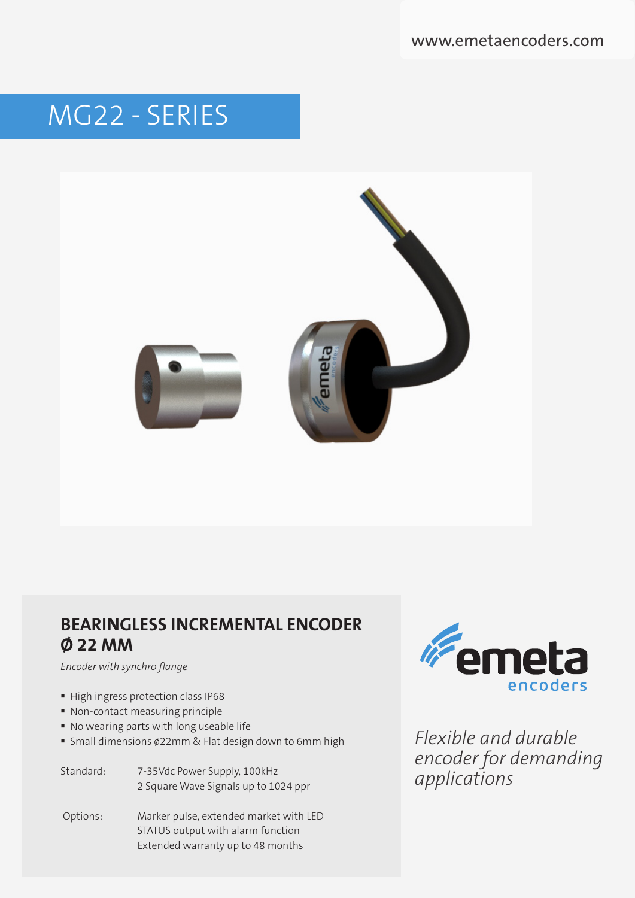www.emetaencoders.com

# MG22 - SERIES

## BEARINGLESS INCREMENTAL ENCODER Ø 22 MM

*Encoder with synchro flange*

- High ingress protection class IP68
- Non-contact measuring principle
- No wearing parts with long useable life
- Small dimensions ø22mm & Flat design down to 6mm high

Standard: 7-35Vdc Power Supply, 100kHz
2 Square Wave Signals up to 1024 ppr

Options: Marker pulse, extended market with LED
STATUS output with alarm function
Extended warranty up to 48 months

emeta encoders

*Flexible and durable encoder for demanding applications*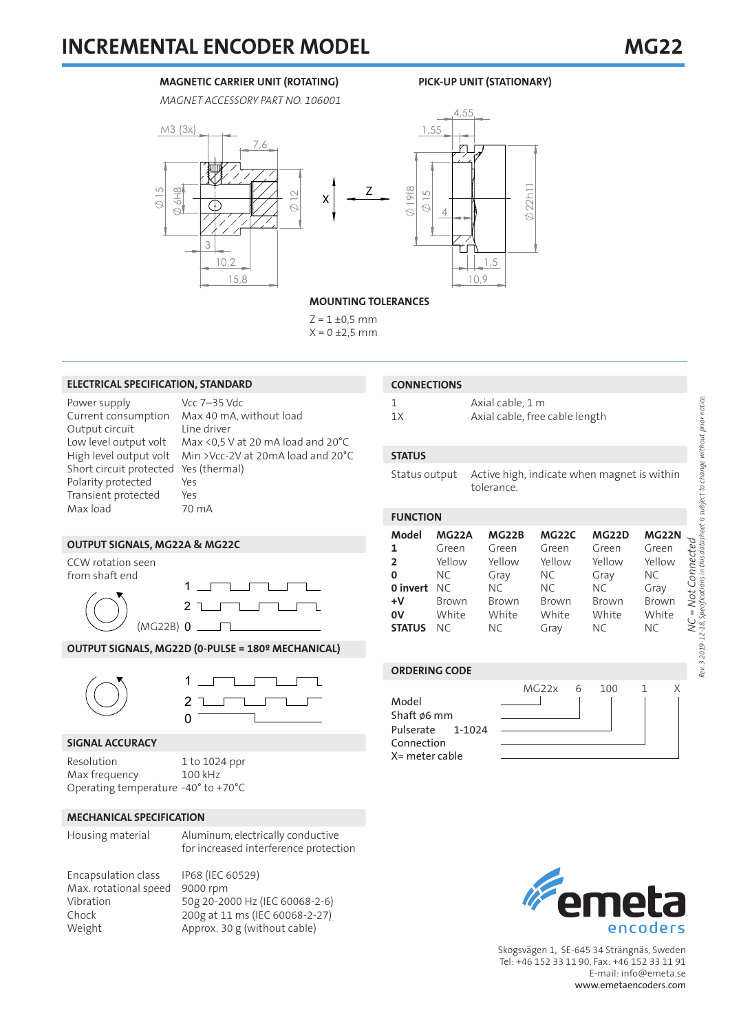# INCREMENTAL ENCODER MODEL MG22

**MAGNETIC CARRIER UNIT (ROTATING)**

*MAGNET ACCESSORY PART NO. 106001*

M3 (3x)
7,6
Ø 15
Ø 6H8
Ø 12
3
10,2
15,8

X
Z

**PICK-UP UNIT (STATIONARY)**

4,55
1,55
Ø 19f8
Ø 15
4
Ø 22h11
1,5
10,9

**MOUNTING TOLERANCES**

Z = 1 ±0,5 mm
X = 0 ±2,5 mm

## ELECTRICAL SPECIFICATION, STANDARD

| | |
|---|---|
| Power supply | Vcc 7–35 Vdc |
| Current consumption | Max 40 mA, without load |
| Output circuit | Line driver |
| Low level output volt | Max <0,5 V at 20 mA load and 20°C |
| High level output volt | Min >Vcc-2V at 20mA load and 20°C |
| Short circuit protected | Yes (thermal) |
| Polarity protected | Yes |
| Transient protected | Yes |
| Max load | 70 mA |

## OUTPUT SIGNALS, MG22A & MG22C

CCW rotation seen from shaft end

1
2
(MG22B) 0

## OUTPUT SIGNALS, MG22D (0-PULSE = 180º MECHANICAL)

1
2
0

## SIGNAL ACCURACY

| | |
|---|---|
| Resolution | 1 to 1024 ppr |
| Max frequency | 100 kHz |
| Operating temperature | -40° to +70°C |

## MECHANICAL SPECIFICATION

| | |
|---|---|
| Housing material | Aluminum, electrically conductive for increased interference protection |
| Encapsulation class | IP68 (IEC 60529) |
| Max. rotational speed | 9000 rpm |
| Vibration | 50g 20-2000 Hz (IEC 60068-2-6) |
| Chock | 200g at 11 ms (IEC 60068-2-27) |
| Weight | Approx. 30 g (without cable) |

## CONNECTIONS

| | |
|---|---|
| 1 | Axial cable, 1 m |
| 1X | Axial cable, free cable length |

## STATUS

| | |
|---|---|
| Status output | Active high, indicate when magnet is within tolerance. |

## FUNCTION

| Model | MG22A | MG22B | MG22C | MG22D | MG22N |
|---|---|---|---|---|---|
| **1** | Green | Green | Green | Green | Green |
| **2** | Yellow | Yellow | Yellow | Yellow | Yellow |
| **0** | NC | Gray | NC | Gray | NC |
| **0 invert** | NC | NC | NC | NC | Gray |
| **+V** | Brown | Brown | Brown | Brown | Brown |
| **0V** | White | White | White | White | White |
| **STATUS** | NC | NC | Gray | NC | NC |

*NC = Not Connected*

## ORDERING CODE

MG22x 6 100 1 X

- Model
- Shaft ø6 mm
- Pulserate 1-1024
- Connection
- X= meter cable

*Rev. 3 2019-12-18, Specifications in this datasheet is subject to change without prior notice.*

emeta encoders

Skogsvägen 1, SE-645 34 Strängnäs, Sweden
Tel: +46 152 33 11 90. Fax: +46 152 33 11 91
E-mail: info@emeta.se
www.emetaencoders.com